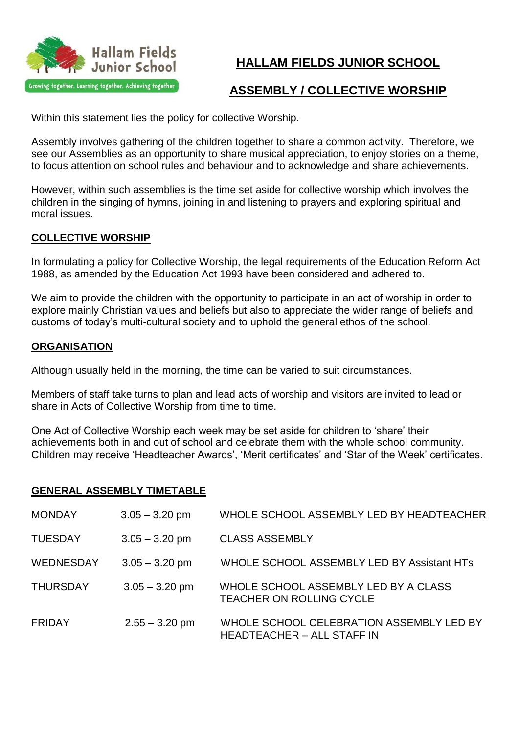# HALLAM FIELDS JUNIOR SCHOOL

## ASSEMBLY / COLLECTIVE WORSHIP

Within this statement lies the policy for collective Worship.

Assembly involves gathering of the children together to share a common activity. Therefore, we see our Assemblies as an opportunity to share musical appreciation, to enjoy stories on a theme, to focus attention on school rules and behaviour and to acknowledge and share achievements.

However, within such assemblies is the time set aside for collective worship which involves the children in the singing of hymns, joining in and listening to prayers and exploring spiritual and moral issues.

### COLLECTIVE WORSHIP

In formulating a policy for Collective Worship, the legal requirements of the Education Reform Act 1988, as amended by the Education Act 1993 have been considered and adhered to.

We aim to provide the children with the opportunity to participate in an act of worship in order to explore mainly Christian values and beliefs but also to appreciate the wider range of beliefs and customs of today's multi-cultural society and to uphold the general ethos of the school.

### ORGANISATION

Although usually held in the morning, the time can be varied to suit circumstances.

Members of staff take turns to plan and lead acts of worship and visitors are invited to lead or share in Acts of Collective Worship from time to time.

One Act of Collective Worship each week may be set aside for children to 'share' their achievements both in and out of school and celebrate them with the whole school community. Children may receive 'Headteacher Awards', 'Merit certificates' and 'Star of the Week' certificates.

### GENERAL ASSEMBLY TIMETABLE

| | | |
|---|---|---|
| MONDAY | 3.05 – 3.20 pm | WHOLE SCHOOL ASSEMBLY LED BY HEADTEACHER |
| TUESDAY | 3.05 – 3.20 pm | CLASS ASSEMBLY |
| WEDNESDAY | 3.05 – 3.20 pm | WHOLE SCHOOL ASSEMBLY LED BY Assistant HTs |
| THURSDAY | 3.05 – 3.20 pm | WHOLE SCHOOL ASSEMBLY LED BY A CLASS TEACHER ON ROLLING CYCLE |
| FRIDAY | 2.55 – 3.20 pm | WHOLE SCHOOL CELEBRATION ASSEMBLY LED BY HEADTEACHER – ALL STAFF IN |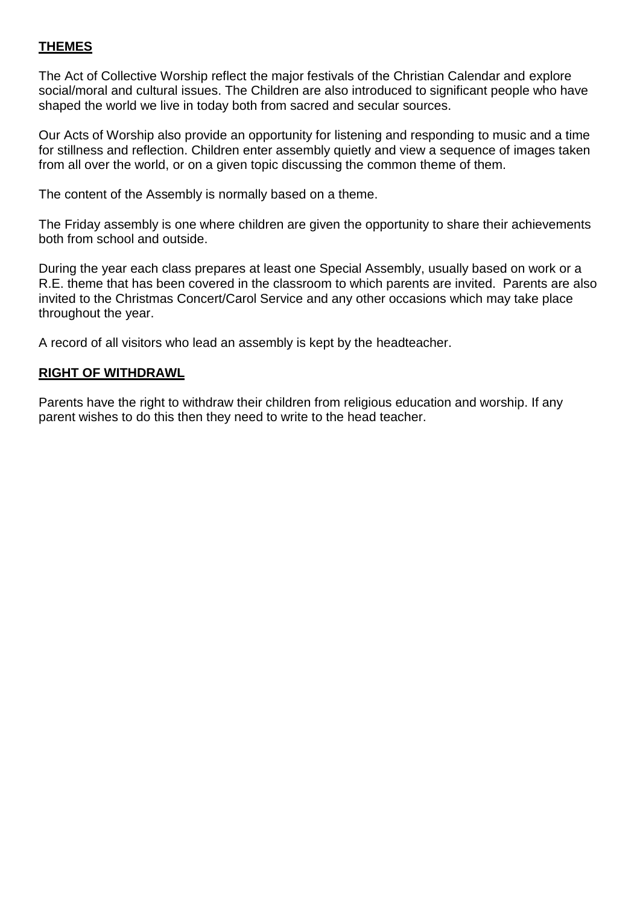## THEMES

The Act of Collective Worship reflect the major festivals of the Christian Calendar and explore social/moral and cultural issues. The Children are also introduced to significant people who have shaped the world we live in today both from sacred and secular sources.

Our Acts of Worship also provide an opportunity for listening and responding to music and a time for stillness and reflection. Children enter assembly quietly and view a sequence of images taken from all over the world, or on a given topic discussing the common theme of them.

The content of the Assembly is normally based on a theme.

The Friday assembly is one where children are given the opportunity to share their achievements both from school and outside.

During the year each class prepares at least one Special Assembly, usually based on work or a R.E. theme that has been covered in the classroom to which parents are invited. Parents are also invited to the Christmas Concert/Carol Service and any other occasions which may take place throughout the year.

A record of all visitors who lead an assembly is kept by the headteacher.

## RIGHT OF WITHDRAWL

Parents have the right to withdraw their children from religious education and worship. If any parent wishes to do this then they need to write to the head teacher.